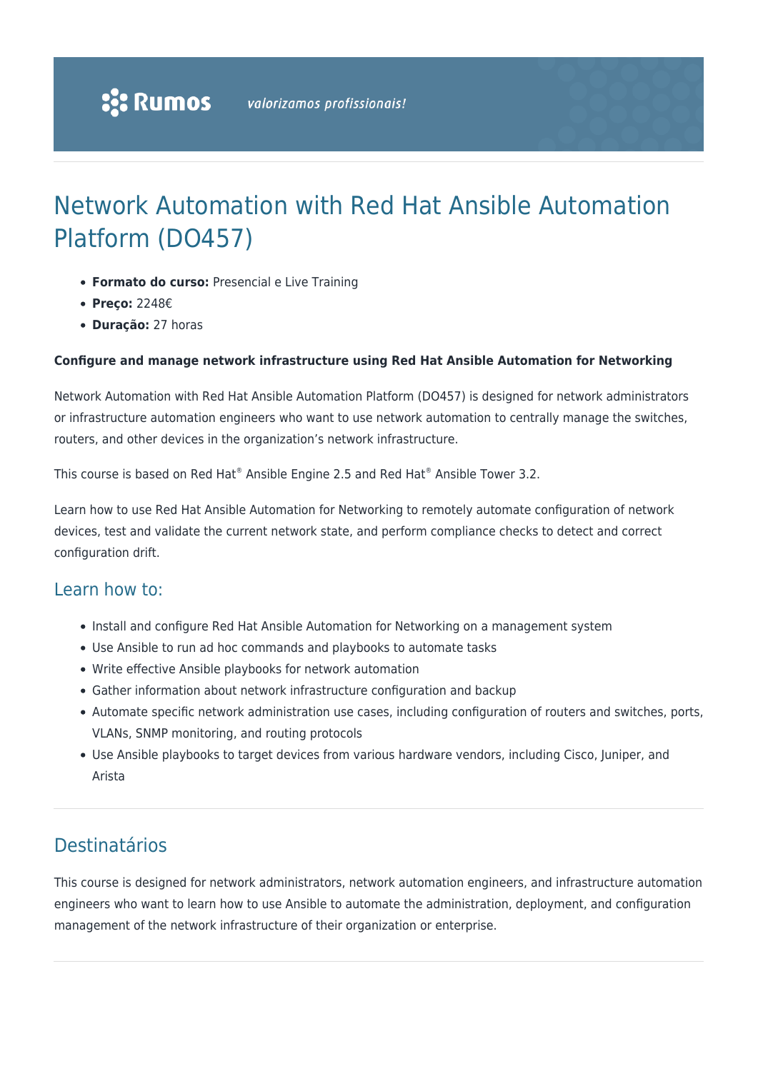# Network Automation with Red Hat Ansible Automation Platform (DO457)

- **Formato do curso:** Presencial e Live Training
- **Preço:** 2248€
- **Duração:** 27 horas

**Configure and manage network infrastructure using Red Hat Ansible Automation for Networking**

Network Automation with Red Hat Ansible Automation Platform (DO457) is designed for network administrators or infrastructure automation engineers who want to use network automation to centrally manage the switches, routers, and other devices in the organization's network infrastructure.

This course is based on Red Hat® Ansible Engine 2.5 and Red Hat® Ansible Tower 3.2.

Learn how to use Red Hat Ansible Automation for Networking to remotely automate configuration of network devices, test and validate the current network state, and perform compliance checks to detect and correct configuration drift.

## Learn how to:

- Install and configure Red Hat Ansible Automation for Networking on a management system
- Use Ansible to run ad hoc commands and playbooks to automate tasks
- Write effective Ansible playbooks for network automation
- Gather information about network infrastructure configuration and backup
- Automate specific network administration use cases, including configuration of routers and switches, ports, VLANs, SNMP monitoring, and routing protocols
- Use Ansible playbooks to target devices from various hardware vendors, including Cisco, Juniper, and Arista

## Destinatários

This course is designed for network administrators, network automation engineers, and infrastructure automation engineers who want to learn how to use Ansible to automate the administration, deployment, and configuration management of the network infrastructure of their organization or enterprise.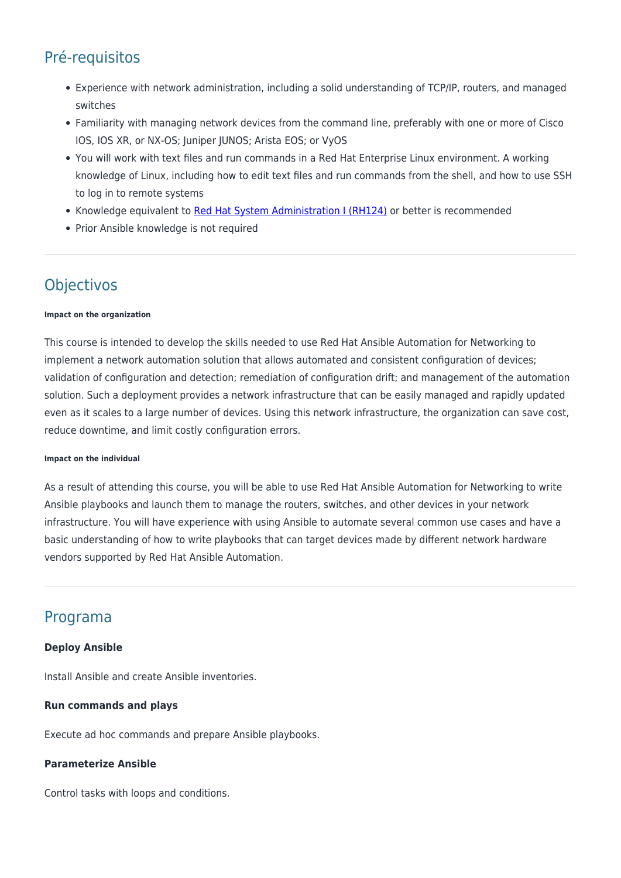## Pré-requisitos

- Experience with network administration, including a solid understanding of TCP/IP, routers, and managed switches
- Familiarity with managing network devices from the command line, preferably with one or more of Cisco IOS, IOS XR, or NX-OS; Juniper JUNOS; Arista EOS; or VyOS
- You will work with text files and run commands in a Red Hat Enterprise Linux environment. A working knowledge of Linux, including how to edit text files and run commands from the shell, and how to use SSH to log in to remote systems
- Knowledge equivalent to [Red Hat System Administration I (RH124)]() or better is recommended
- Prior Ansible knowledge is not required

---

## Objectivos

###### Impact on the organization

This course is intended to develop the skills needed to use Red Hat Ansible Automation for Networking to implement a network automation solution that allows automated and consistent configuration of devices; validation of configuration and detection; remediation of configuration drift; and management of the automation solution. Such a deployment provides a network infrastructure that can be easily managed and rapidly updated even as it scales to a large number of devices. Using this network infrastructure, the organization can save cost, reduce downtime, and limit costly configuration errors.

###### Impact on the individual

As a result of attending this course, you will be able to use Red Hat Ansible Automation for Networking to write Ansible playbooks and launch them to manage the routers, switches, and other devices in your network infrastructure. You will have experience with using Ansible to automate several common use cases and have a basic understanding of how to write playbooks that can target devices made by different network hardware vendors supported by Red Hat Ansible Automation.

---

## Programa

**Deploy Ansible**

Install Ansible and create Ansible inventories.

**Run commands and plays**

Execute ad hoc commands and prepare Ansible playbooks.

**Parameterize Ansible**

Control tasks with loops and conditions.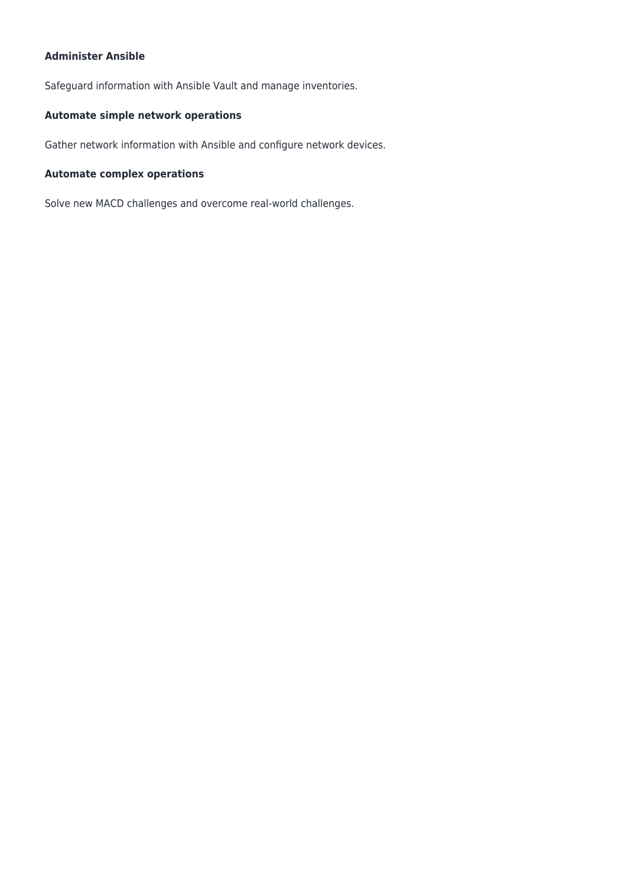**Administer Ansible**

Safeguard information with Ansible Vault and manage inventories.

**Automate simple network operations**

Gather network information with Ansible and configure network devices.

**Automate complex operations**

Solve new MACD challenges and overcome real-world challenges.